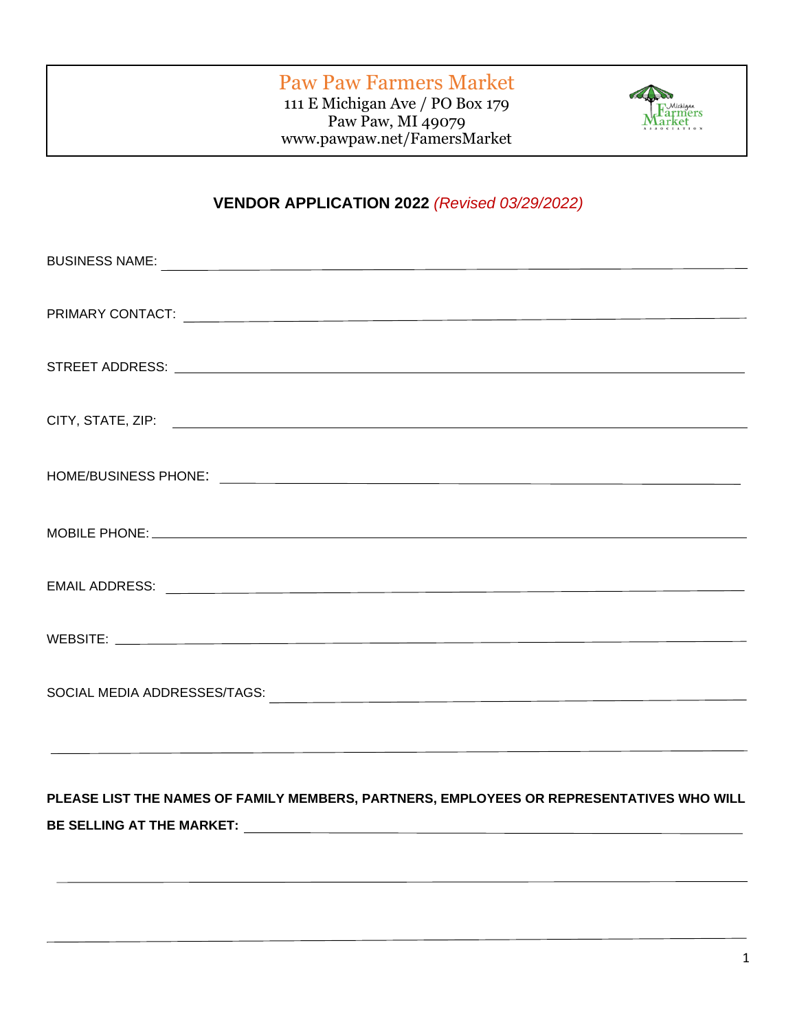# Paw Paw Farmers Market

111 E Michigan Ave / PO Box 179
Paw Paw, MI 49079
www.pawpaw.net/FamersMarket

## VENDOR APPLICATION 2022 *(Revised 03/29/2022)*

BUSINESS NAME: ______________________________________________

PRIMARY CONTACT: ______________________________________________

STREET ADDRESS: ______________________________________________

CITY, STATE, ZIP: ______________________________________________

HOME/BUSINESS PHONE: ______________________________________________

MOBILE PHONE: ______________________________________________

EMAIL ADDRESS: ______________________________________________

WEBSITE: ______________________________________________

SOCIAL MEDIA ADDRESSES/TAGS: ______________________________________________

______________________________________________

**PLEASE LIST THE NAMES OF FAMILY MEMBERS, PARTNERS, EMPLOYEES OR REPRESENTATIVES WHO WILL BE SELLING AT THE MARKET:** ______________________________________________

______________________________________________

______________________________________________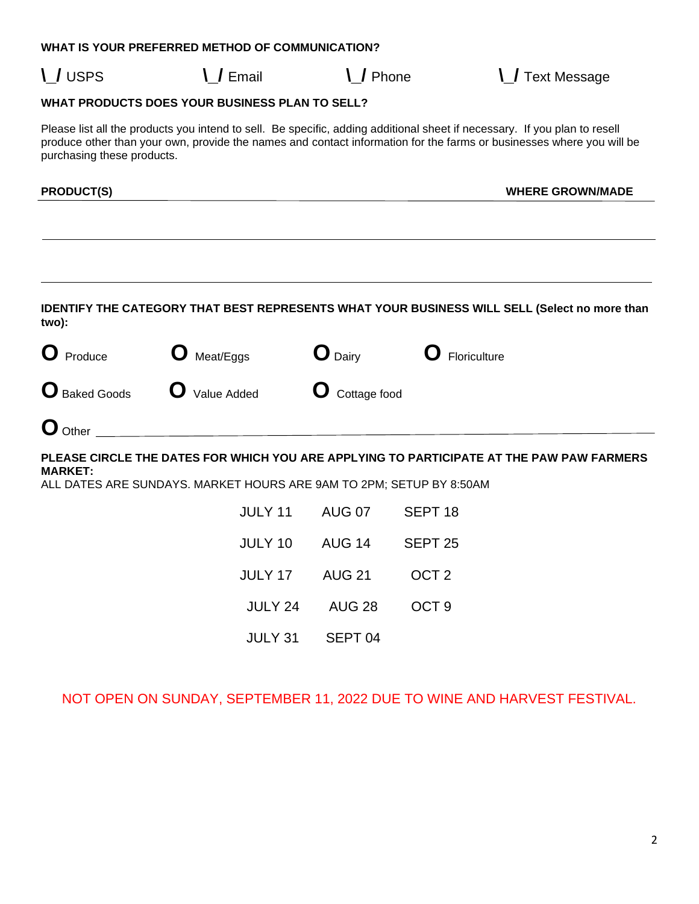**WHAT IS YOUR PREFERRED METHOD OF COMMUNICATION?**

\_/ USPS      \_/ Email      \_/ Phone      \_/ Text Message

**WHAT PRODUCTS DOES YOUR BUSINESS PLAN TO SELL?**

Please list all the products you intend to sell. Be specific, adding additional sheet if necessary. If you plan to resell produce other than your own, provide the names and contact information for the farms or businesses where you will be purchasing these products.

| PRODUCT(S) | WHERE GROWN/MADE |
|---|---|
| | |
| | |

**IDENTIFY THE CATEGORY THAT BEST REPRESENTS WHAT YOUR BUSINESS WILL SELL (Select no more than two):**

O Produce      O Meat/Eggs      O Dairy      O Floriculture

O Baked Goods      O Value Added      O Cottage food

O Other \_\_\_\_\_\_\_\_\_\_\_\_\_\_\_\_\_\_\_\_\_\_\_\_\_\_\_\_\_\_\_\_\_\_\_\_\_\_\_\_

**PLEASE CIRCLE THE DATES FOR WHICH YOU ARE APPLYING TO PARTICIPATE AT THE PAW PAW FARMERS MARKET:**

ALL DATES ARE SUNDAYS. MARKET HOURS ARE 9AM TO 2PM; SETUP BY 8:50AM

| | | |
|---|---|---|
| JULY 11 | AUG 07 | SEPT 18 |
| JULY 10 | AUG 14 | SEPT 25 |
| JULY 17 | AUG 21 | OCT 2 |
| JULY 24 | AUG 28 | OCT 9 |
| JULY 31 | SEPT 04 | |

NOT OPEN ON SUNDAY, SEPTEMBER 11, 2022 DUE TO WINE AND HARVEST FESTIVAL.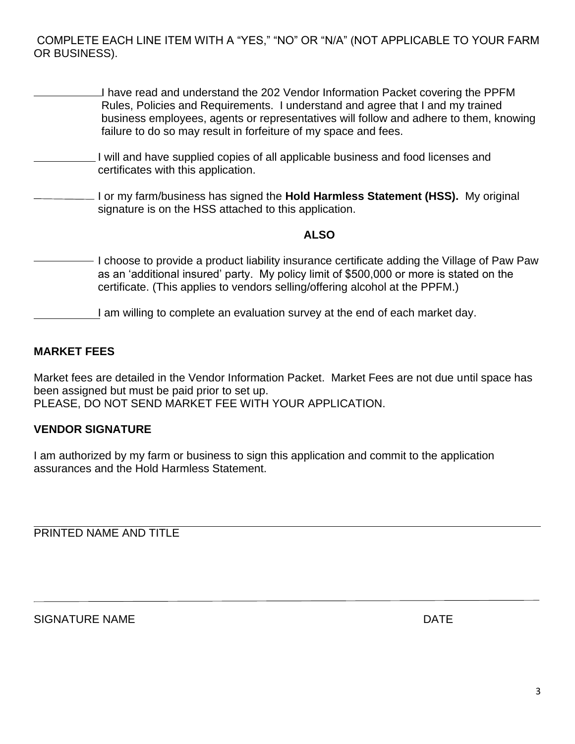COMPLETE EACH LINE ITEM WITH A "YES," "NO" OR "N/A" (NOT APPLICABLE TO YOUR FARM OR BUSINESS).

\_\_\_\_\_\_\_\_\_\_ I have read and understand the 202 Vendor Information Packet covering the PPFM Rules, Policies and Requirements. I understand and agree that I and my trained business employees, agents or representatives will follow and adhere to them, knowing failure to do so may result in forfeiture of my space and fees.

\_\_\_\_\_\_\_\_\_\_ I will and have supplied copies of all applicable business and food licenses and certificates with this application.

\_\_\_\_\_\_\_\_\_\_ I or my farm/business has signed the **Hold Harmless Statement (HSS).** My original signature is on the HSS attached to this application.

**ALSO**

\_\_\_\_\_\_\_\_\_\_ I choose to provide a product liability insurance certificate adding the Village of Paw Paw as an 'additional insured' party. My policy limit of $500,000 or more is stated on the certificate. (This applies to vendors selling/offering alcohol at the PPFM.)

\_\_\_\_\_\_\_\_\_\_ I am willing to complete an evaluation survey at the end of each market day.

**MARKET FEES**

Market fees are detailed in the Vendor Information Packet. Market Fees are not due until space has been assigned but must be paid prior to set up.
PLEASE, DO NOT SEND MARKET FEE WITH YOUR APPLICATION.

**VENDOR SIGNATURE**

I am authorized by my farm or business to sign this application and commit to the application assurances and the Hold Harmless Statement.

\_\_\_\_\_\_\_\_\_\_\_\_\_\_\_\_\_\_\_\_\_\_\_\_\_\_\_\_\_\_\_\_\_\_\_\_\_\_\_\_\_\_\_\_\_\_\_\_\_\_\_\_\_\_\_\_\_\_\_\_

PRINTED NAME AND TITLE

\_\_\_\_\_\_\_\_\_\_\_\_\_\_\_\_\_\_\_\_\_\_\_\_\_\_\_\_\_\_\_\_\_\_\_\_\_\_\_\_\_\_\_\_\_\_\_\_\_\_\_\_\_\_\_\_\_\_\_\_

SIGNATURE NAME DATE